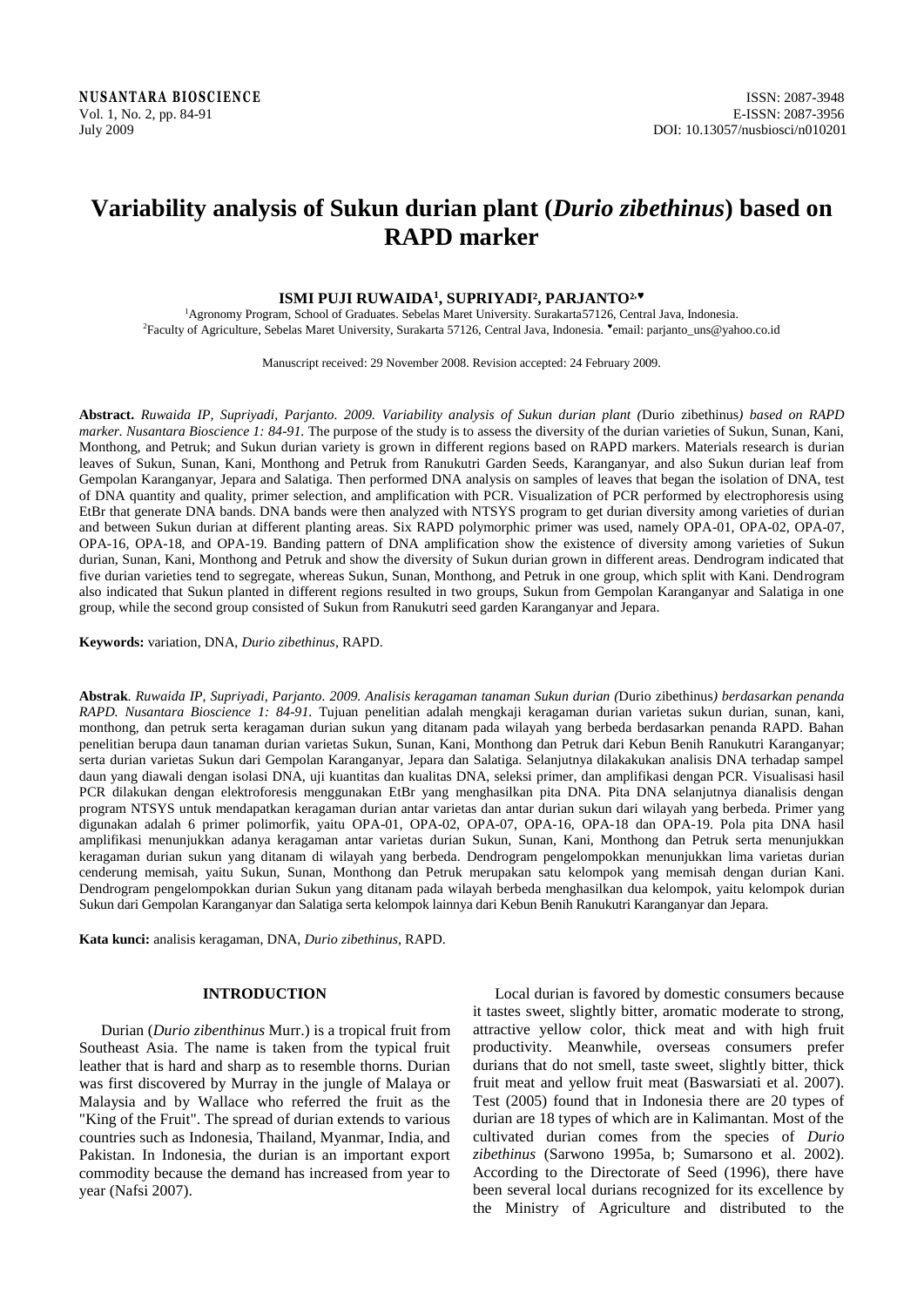# Variability analysis of Sukun durian plant (*Durio zibethinus*) based on RAPD marker

**ISMI PUJI RUWAIDA[1], SUPRIYADI[2], PARJANTO[2,♥]**

[1]Agronomy Program, School of Graduates. Sebelas Maret University. Surakarta57126, Central Java, Indonesia.
[2]Faculty of Agriculture, Sebelas Maret University, Surakarta 57126, Central Java, Indonesia. ♥email: parjanto_uns@yahoo.co.id

Manuscript received: 29 November 2008. Revision accepted: 24 February 2009.

**Abstract.** *Ruwaida IP, Supriyadi, Parjanto. 2009. Variability analysis of Sukun durian plant (*Durio zibethinus*) based on RAPD marker. Nusantara Bioscience 1: 84-91.* The purpose of the study is to assess the diversity of the durian varieties of Sukun, Sunan, Kani, Monthong, and Petruk; and Sukun durian variety is grown in different regions based on RAPD markers. Materials research is durian leaves of Sukun, Sunan, Kani, Monthong and Petruk from Ranukutri Garden Seeds, Karanganyar, and also Sukun durian leaf from Gempolan Karanganyar, Jepara and Salatiga. Then performed DNA analysis on samples of leaves that began the isolation of DNA, test of DNA quantity and quality, primer selection, and amplification with PCR. Visualization of PCR performed by electrophoresis using EtBr that generate DNA bands. DNA bands were then analyzed with NTSYS program to get durian diversity among varieties of durian and between Sukun durian at different planting areas. Six RAPD polymorphic primer was used, namely OPA-01, OPA-02, OPA-07, OPA-16, OPA-18, and OPA-19. Banding pattern of DNA amplification show the existence of diversity among varieties of Sukun durian, Sunan, Kani, Monthong and Petruk and show the diversity of Sukun durian grown in different areas. Dendrogram indicated that five durian varieties tend to segregate, whereas Sukun, Sunan, Monthong, and Petruk in one group, which split with Kani. Dendrogram also indicated that Sukun planted in different regions resulted in two groups, Sukun from Gempolan Karanganyar and Salatiga in one group, while the second group consisted of Sukun from Ranukutri seed garden Karanganyar and Jepara.

**Keywords:** variation, DNA, *Durio zibethinus*, RAPD.

**Abstrak**. *Ruwaida IP, Supriyadi, Parjanto. 2009. Analisis keragaman tanaman Sukun durian (*Durio zibethinus*) berdasarkan penanda RAPD. Nusantara Bioscience 1: 84-91.* Tujuan penelitian adalah mengkaji keragaman durian varietas sukun durian, sunan, kani, monthong, dan petruk serta keragaman durian sukun yang ditanam pada wilayah yang berbeda berdasarkan penanda RAPD. Bahan penelitian berupa daun tanaman durian varietas Sukun, Sunan, Kani, Monthong dan Petruk dari Kebun Benih Ranukutri Karanganyar; serta durian varietas Sukun dari Gempolan Karanganyar, Jepara dan Salatiga. Selanjutnya dilakakukan analisis DNA terhadap sampel daun yang diawali dengan isolasi DNA, uji kuantitas dan kualitas DNA, seleksi primer, dan amplifikasi dengan PCR. Visualisasi hasil PCR dilakukan dengan elektroforesis menggunakan EtBr yang menghasilkan pita DNA. Pita DNA selanjutnya dianalisis dengan program NTSYS untuk mendapatkan keragaman durian antar varietas dan antar durian sukun dari wilayah yang berbeda. Primer yang digunakan adalah 6 primer polimorfik, yaitu OPA-01, OPA-02, OPA-07, OPA-16, OPA-18 dan OPA-19. Pola pita DNA hasil amplifikasi menunjukkan adanya keragaman antar varietas durian Sukun, Sunan, Kani, Monthong dan Petruk serta menunjukkan keragaman durian sukun yang ditanam di wilayah yang berbeda. Dendrogram pengelompokkan menunjukkan lima varietas durian cenderung memisah, yaitu Sukun, Sunan, Monthong dan Petruk merupakan satu kelompok yang memisah dengan durian Kani. Dendrogram pengelompokkan durian Sukun yang ditanam pada wilayah berbeda menghasilkan dua kelompok, yaitu kelompok durian Sukun dari Gempolan Karanganyar dan Salatiga serta kelompok lainnya dari Kebun Benih Ranukutri Karanganyar dan Jepara.

**Kata kunci:** analisis keragaman, DNA, *Durio zibethinus*, RAPD.

## INTRODUCTION

Durian (*Durio zibenthinus* Murr.) is a tropical fruit from Southeast Asia. The name is taken from the typical fruit leather that is hard and sharp as to resemble thorns. Durian was first discovered by Murray in the jungle of Malaya or Malaysia and by Wallace who referred the fruit as the "King of the Fruit". The spread of durian extends to various countries such as Indonesia, Thailand, Myanmar, India, and Pakistan. In Indonesia, the durian is an important export commodity because the demand has increased from year to year (Nafsi 2007).

Local durian is favored by domestic consumers because it tastes sweet, slightly bitter, aromatic moderate to strong, attractive yellow color, thick meat and with high fruit productivity. Meanwhile, overseas consumers prefer durians that do not smell, taste sweet, slightly bitter, thick fruit meat and yellow fruit meat (Baswarsiati et al. 2007). Test (2005) found that in Indonesia there are 20 types of durian are 18 types of which are in Kalimantan. Most of the cultivated durian comes from the species of *Durio zibethinus* (Sarwono 1995a, b; Sumarsono et al. 2002). According to the Directorate of Seed (1996), there have been several local durians recognized for its excellence by the Ministry of Agriculture and distributed to the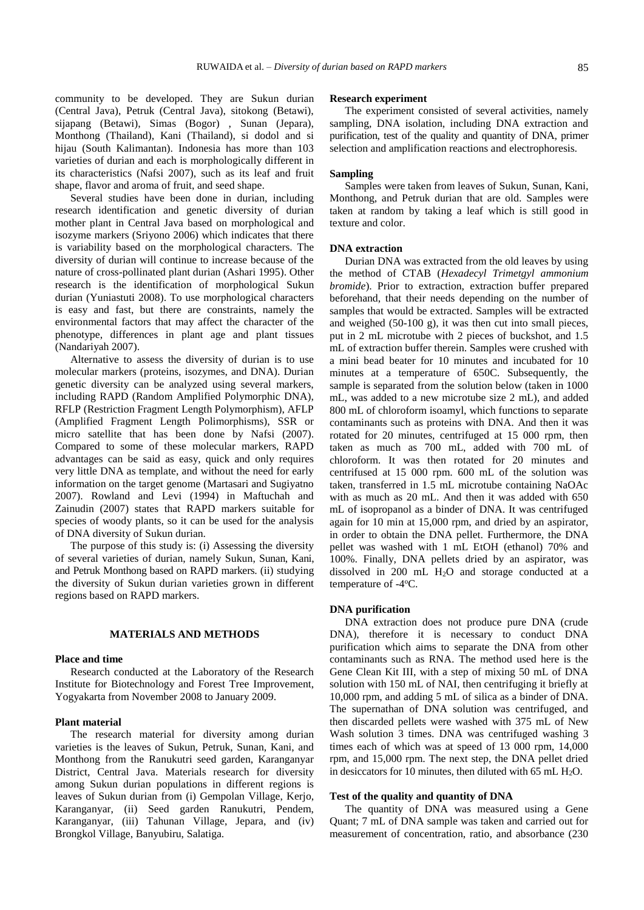community to be developed. They are Sukun durian (Central Java), Petruk (Central Java), sitokong (Betawi), sijapang (Betawi), Simas (Bogor) , Sunan (Jepara), Monthong (Thailand), Kani (Thailand), si dodol and si hijau (South Kalimantan). Indonesia has more than 103 varieties of durian and each is morphologically different in its characteristics (Nafsi 2007), such as its leaf and fruit shape, flavor and aroma of fruit, and seed shape.

Several studies have been done in durian, including research identification and genetic diversity of durian mother plant in Central Java based on morphological and isozyme markers (Sriyono 2006) which indicates that there is variability based on the morphological characters. The diversity of durian will continue to increase because of the nature of cross-pollinated plant durian (Ashari 1995). Other research is the identification of morphological Sukun durian (Yuniastuti 2008). To use morphological characters is easy and fast, but there are constraints, namely the environmental factors that may affect the character of the phenotype, differences in plant age and plant tissues (Nandariyah 2007).

Alternative to assess the diversity of durian is to use molecular markers (proteins, isozymes, and DNA). Durian genetic diversity can be analyzed using several markers, including RAPD (Random Amplified Polymorphic DNA), RFLP (Restriction Fragment Length Polymorphism), AFLP (Amplified Fragment Length Polimorphisms), SSR or micro satellite that has been done by Nafsi (2007). Compared to some of these molecular markers, RAPD advantages can be said as easy, quick and only requires very little DNA as template, and without the need for early information on the target genome (Martasari and Sugiyatno 2007). Rowland and Levi (1994) in Maftuchah and Zainudin (2007) states that RAPD markers suitable for species of woody plants, so it can be used for the analysis of DNA diversity of Sukun durian.

The purpose of this study is: (i) Assessing the diversity of several varieties of durian, namely Sukun, Sunan, Kani, and Petruk Monthong based on RAPD markers. (ii) studying the diversity of Sukun durian varieties grown in different regions based on RAPD markers.

## MATERIALS AND METHODS

### Place and time

Research conducted at the Laboratory of the Research Institute for Biotechnology and Forest Tree Improvement, Yogyakarta from November 2008 to January 2009.

### Plant material

The research material for diversity among durian varieties is the leaves of Sukun, Petruk, Sunan, Kani, and Monthong from the Ranukutri seed garden, Karanganyar District, Central Java. Materials research for diversity among Sukun durian populations in different regions is leaves of Sukun durian from (i) Gempolan Village, Kerjo, Karanganyar, (ii) Seed garden Ranukutri, Pendem, Karanganyar, (iii) Tahunan Village, Jepara, and (iv) Brongkol Village, Banyubiru, Salatiga.

### Research experiment

The experiment consisted of several activities, namely sampling, DNA isolation, including DNA extraction and purification, test of the quality and quantity of DNA, primer selection and amplification reactions and electrophoresis.

### Sampling

Samples were taken from leaves of Sukun, Sunan, Kani, Monthong, and Petruk durian that are old. Samples were taken at random by taking a leaf which is still good in texture and color.

### DNA extraction

Durian DNA was extracted from the old leaves by using the method of CTAB (*Hexadecyl Trimetgyl ammonium bromide*). Prior to extraction, extraction buffer prepared beforehand, that their needs depending on the number of samples that would be extracted. Samples will be extracted and weighed (50-100 g), it was then cut into small pieces, put in 2 mL microtube with 2 pieces of buckshot, and 1.5 mL of extraction buffer therein. Samples were crushed with a mini bead beater for 10 minutes and incubated for 10 minutes at a temperature of 650C. Subsequently, the sample is separated from the solution below (taken in 1000 mL, was added to a new microtube size 2 mL), and added 800 mL of chloroform isoamyl, which functions to separate contaminants such as proteins with DNA. And then it was rotated for 20 minutes, centrifuged at 15 000 rpm, then taken as much as 700 mL, added with 700 mL of chloroform. It was then rotated for 20 minutes and centrifused at 15 000 rpm. 600 mL of the solution was taken, transferred in 1.5 mL microtube containing NaOAc with as much as 20 mL. And then it was added with 650 mL of isopropanol as a binder of DNA. It was centrifuged again for 10 min at 15,000 rpm, and dried by an aspirator, in order to obtain the DNA pellet. Furthermore, the DNA pellet was washed with 1 mL EtOH (ethanol) 70% and 100%. Finally, DNA pellets dried by an aspirator, was dissolved in 200 mL $H_2O$ and storage conducted at a temperature of -4°C.

### DNA purification

DNA extraction does not produce pure DNA (crude DNA), therefore it is necessary to conduct DNA purification which aims to separate the DNA from other contaminants such as RNA. The method used here is the Gene Clean Kit III, with a step of mixing 50 mL of DNA solution with 150 mL of NAI, then centrifuging it briefly at 10,000 rpm, and adding 5 mL of silica as a binder of DNA. The supernathan of DNA solution was centrifuged, and then discarded pellets were washed with 375 mL of New Wash solution 3 times. DNA was centrifuged washing 3 times each of which was at speed of 13 000 rpm, 14,000 rpm, and 15,000 rpm. The next step, the DNA pellet dried in desiccators for 10 minutes, then diluted with 65 mL $H_2O$.

### Test of the quality and quantity of DNA

The quantity of DNA was measured using a Gene Quant; 7 mL of DNA sample was taken and carried out for measurement of concentration, ratio, and absorbance (230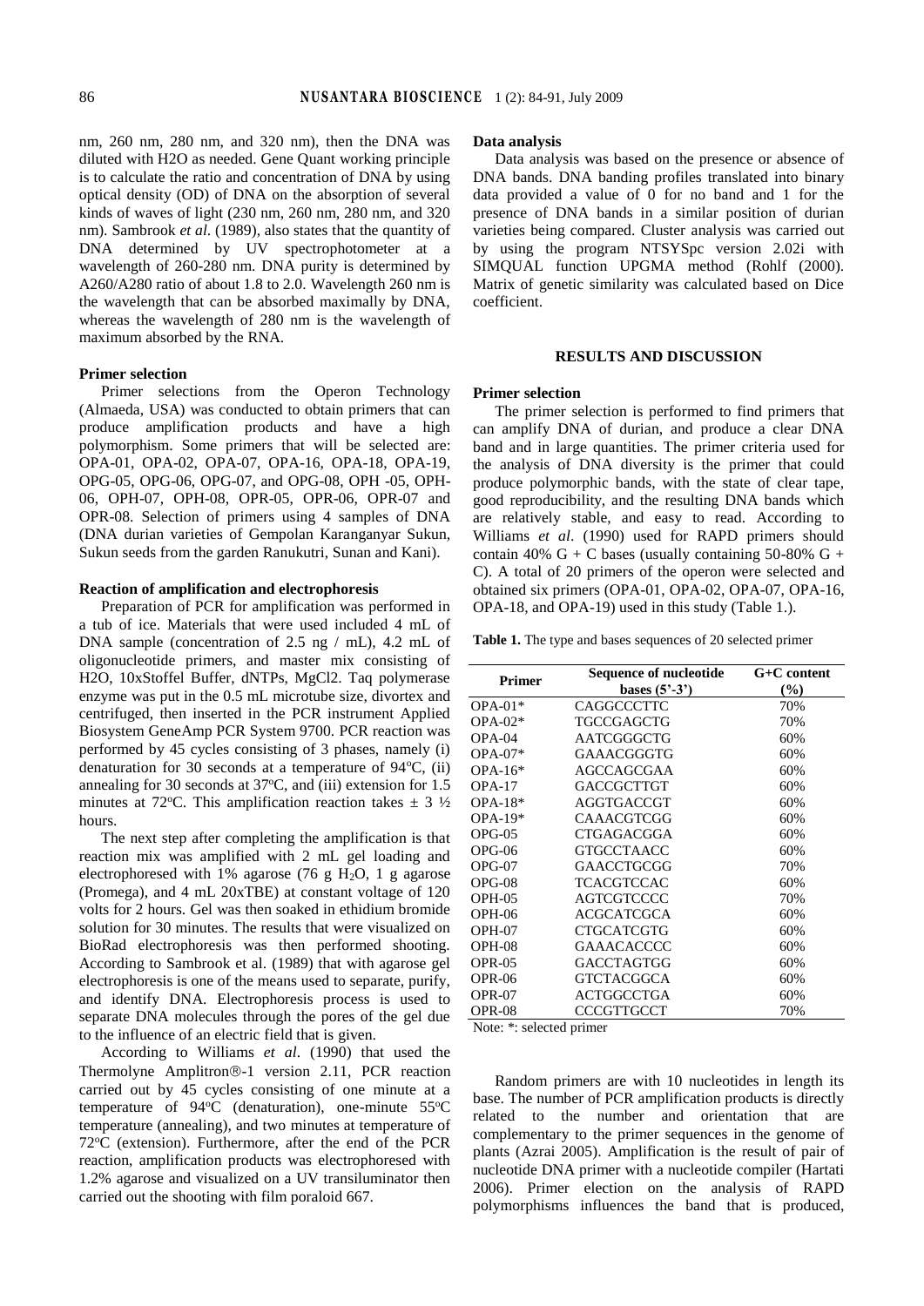nm, 260 nm, 280 nm, and 320 nm), then the DNA was diluted with H2O as needed. Gene Quant working principle is to calculate the ratio and concentration of DNA by using optical density (OD) of DNA on the absorption of several kinds of waves of light (230 nm, 260 nm, 280 nm, and 320 nm). Sambrook *et al*. (1989), also states that the quantity of DNA determined by UV spectrophotometer at a wavelength of 260-280 nm. DNA purity is determined by A260/A280 ratio of about 1.8 to 2.0. Wavelength 260 nm is the wavelength that can be absorbed maximally by DNA, whereas the wavelength of 280 nm is the wavelength of maximum absorbed by the RNA.

**Primer selection**

Primer selections from the Operon Technology (Almaeda, USA) was conducted to obtain primers that can produce amplification products and have a high polymorphism. Some primers that will be selected are: OPA-01, OPA-02, OPA-07, OPA-16, OPA-18, OPA-19, OPG-05, OPG-06, OPG-07, and OPG-08, OPH -05, OPH-06, OPH-07, OPH-08, OPR-05, OPR-06, OPR-07 and OPR-08. Selection of primers using 4 samples of DNA (DNA durian varieties of Gempolan Karanganyar Sukun, Sukun seeds from the garden Ranukutri, Sunan and Kani).

**Reaction of amplification and electrophoresis**

Preparation of PCR for amplification was performed in a tub of ice. Materials that were used included 4 mL of DNA sample (concentration of 2.5 ng / mL), 4.2 mL of oligonucleotide primers, and master mix consisting of H2O, 10xStoffel Buffer, dNTPs, MgCl2. Taq polymerase enzyme was put in the 0.5 mL microtube size, divortex and centrifuged, then inserted in the PCR instrument Applied Biosystem GeneAmp PCR System 9700. PCR reaction was performed by 45 cycles consisting of 3 phases, namely (i) denaturation for 30 seconds at a temperature of 94°C, (ii) annealing for 30 seconds at 37°C, and (iii) extension for 1.5 minutes at 72°C. This amplification reaction takes ± 3 ½ hours.

The next step after completing the amplification is that reaction mix was amplified with 2 mL gel loading and electrophoresed with 1% agarose (76 g $H_2O$, 1 g agarose (Promega), and 4 mL 20xTBE) at constant voltage of 120 volts for 2 hours. Gel was then soaked in ethidium bromide solution for 30 minutes. The results that were visualized on BioRad electrophoresis was then performed shooting. According to Sambrook et al. (1989) that with agarose gel electrophoresis is one of the means used to separate, purify, and identify DNA. Electrophoresis process is used to separate DNA molecules through the pores of the gel due to the influence of an electric field that is given.

According to Williams *et al*. (1990) that used the Thermolyne Amplitron®-1 version 2.11, PCR reaction carried out by 45 cycles consisting of one minute at a temperature of 94°C (denaturation), one-minute 55°C temperature (annealing), and two minutes at temperature of 72°C (extension). Furthermore, after the end of the PCR reaction, amplification products was electrophoresed with 1.2% agarose and visualized on a UV transiluminator then carried out the shooting with film poraloid 667.

**Data analysis**

Data analysis was based on the presence or absence of DNA bands. DNA banding profiles translated into binary data provided a value of 0 for no band and 1 for the presence of DNA bands in a similar position of durian varieties being compared. Cluster analysis was carried out by using the program NTSYSpc version 2.02i with SIMQUAL function UPGMA method (Rohlf (2000). Matrix of genetic similarity was calculated based on Dice coefficient.

## RESULTS AND DISCUSSION

**Primer selection**

The primer selection is performed to find primers that can amplify DNA of durian, and produce a clear DNA band and in large quantities. The primer criteria used for the analysis of DNA diversity is the primer that could produce polymorphic bands, with the state of clear tape, good reproducibility, and the resulting DNA bands which are relatively stable, and easy to read. According to Williams *et al*. (1990) used for RAPD primers should contain 40% G + C bases (usually containing 50-80% G + C). A total of 20 primers of the operon were selected and obtained six primers (OPA-01, OPA-02, OPA-07, OPA-16, OPA-18, and OPA-19) used in this study (Table 1.).

**Table 1.** The type and bases sequences of 20 selected primer

| Primer | Sequence of nucleotide bases (5'-3') | G+C content (%) |
|---|---|---|
| OPA-01* | CAGGCCCTTC | 70% |
| OPA-02* | TGCCGAGCTG | 70% |
| OPA-04 | AATCGGGCTG | 60% |
| OPA-07* | GAAACGGGTG | 60% |
| OPA-16* | AGCCAGCGAA | 60% |
| OPA-17 | GACCGCTTGT | 60% |
| OPA-18* | AGGTGACCGT | 60% |
| OPA-19* | CAAACGTCGG | 60% |
| OPG-05 | CTGAGACGGA | 60% |
| OPG-06 | GTGCCTAACC | 60% |
| OPG-07 | GAACCTGCGG | 70% |
| OPG-08 | TCACGTCCAC | 60% |
| OPH-05 | AGTCGTCCCC | 70% |
| OPH-06 | ACGCATCGCA | 60% |
| OPH-07 | CTGCATCGTG | 60% |
| OPH-08 | GAAACACCCC | 60% |
| OPR-05 | GACCTAGTGG | 60% |
| OPR-06 | GTCTACGGCA | 60% |
| OPR-07 | ACTGGCCTGA | 60% |
| OPR-08 | CCCGTTGCCT | 70% |

Note: *: selected primer

Random primers are with 10 nucleotides in length its base. The number of PCR amplification products is directly related to the number and orientation that are complementary to the primer sequences in the genome of plants (Azrai 2005). Amplification is the result of pair of nucleotide DNA primer with a nucleotide compiler (Hartati 2006). Primer election on the analysis of RAPD polymorphisms influences the band that is produced,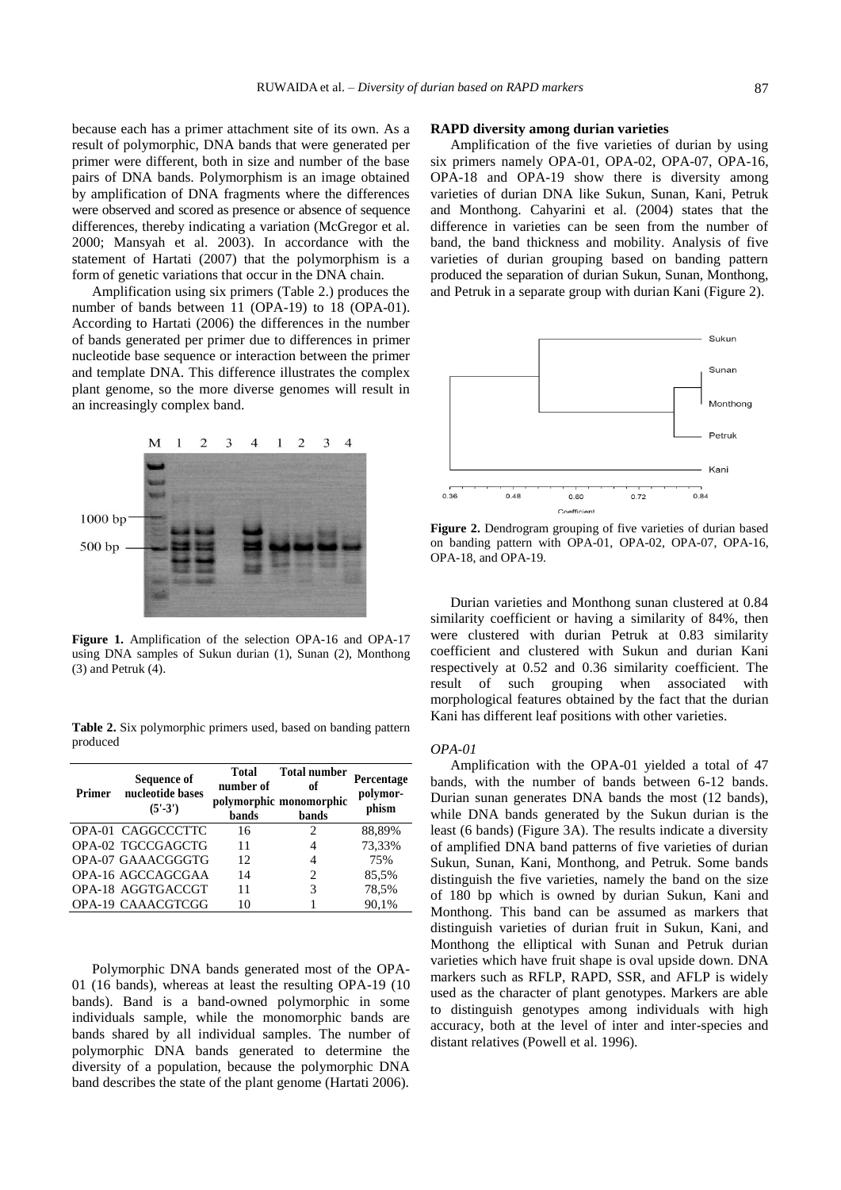because each has a primer attachment site of its own. As a result of polymorphic, DNA bands that were generated per primer were different, both in size and number of the base pairs of DNA bands. Polymorphism is an image obtained by amplification of DNA fragments where the differences were observed and scored as presence or absence of sequence differences, thereby indicating a variation (McGregor et al. 2000; Mansyah et al. 2003). In accordance with the statement of Hartati (2007) that the polymorphism is a form of genetic variations that occur in the DNA chain.

Amplification using six primers (Table 2.) produces the number of bands between 11 (OPA-19) to 18 (OPA-01). According to Hartati (2006) the differences in the number of bands generated per primer due to differences in primer nucleotide base sequence or interaction between the primer and template DNA. This difference illustrates the complex plant genome, so the more diverse genomes will result in an increasingly complex band.

**Figure 1.** Amplification of the selection OPA-16 and OPA-17 using DNA samples of Sukun durian (1), Sunan (2), Monthong (3) and Petruk (4).

**Table 2.** Six polymorphic primers used, based on banding pattern produced

| Primer | Sequence of nucleotide bases (5'-3') | Total number of polymorphic bands | Total number of monomorphic bands | Percentage polymorphism |
|---|---|---|---|---|
| OPA-01 | CAGGCCCTTC | 16 | 2 | 88,89% |
| OPA-02 | TGCCGAGCTG | 11 | 4 | 73,33% |
| OPA-07 | GAAACGGGTG | 12 | 4 | 75% |
| OPA-16 | AGCCAGCGAA | 14 | 2 | 85,5% |
| OPA-18 | AGGTGACCGT | 11 | 3 | 78,5% |
| OPA-19 | CAAACGTCGG | 10 | 1 | 90,1% |

Polymorphic DNA bands generated most of the OPA-01 (16 bands), whereas at least the resulting OPA-19 (10 bands). Band is a band-owned polymorphic in some individuals sample, while the monomorphic bands are bands shared by all individual samples. The number of polymorphic DNA bands generated to determine the diversity of a population, because the polymorphic DNA band describes the state of the plant genome (Hartati 2006).

**RAPD diversity among durian varieties**

Amplification of the five varieties of durian by using six primers namely OPA-01, OPA-02, OPA-07, OPA-16, OPA-18 and OPA-19 show there is diversity among varieties of durian DNA like Sukun, Sunan, Kani, Petruk and Monthong. Cahyarini et al. (2004) states that the difference in varieties can be seen from the number of band, the band thickness and mobility. Analysis of five varieties of durian grouping based on banding pattern produced the separation of durian Sukun, Sunan, Monthong, and Petruk in a separate group with durian Kani (Figure 2).

**Figure 2.** Dendrogram grouping of five varieties of durian based on banding pattern with OPA-01, OPA-02, OPA-07, OPA-16, OPA-18, and OPA-19.

Durian varieties and Monthong sunan clustered at 0.84 similarity coefficient or having a similarity of 84%, then were clustered with durian Petruk at 0.83 similarity coefficient and clustered with Sukun and durian Kani respectively at 0.52 and 0.36 similarity coefficient. The result of such grouping when associated with morphological features obtained by the fact that the durian Kani has different leaf positions with other varieties.

*OPA-01*

Amplification with the OPA-01 yielded a total of 47 bands, with the number of bands between 6-12 bands. Durian sunan generates DNA bands the most (12 bands), while DNA bands generated by the Sukun durian is the least (6 bands) (Figure 3A). The results indicate a diversity of amplified DNA band patterns of five varieties of durian Sukun, Sunan, Kani, Monthong, and Petruk. Some bands distinguish the five varieties, namely the band on the size of 180 bp which is owned by durian Sukun, Kani and Monthong. This band can be assumed as markers that distinguish varieties of durian fruit in Sukun, Kani, and Monthong the elliptical with Sunan and Petruk durian varieties which have fruit shape is oval upside down. DNA markers such as RFLP, RAPD, SSR, and AFLP is widely used as the character of plant genotypes. Markers are able to distinguish genotypes among individuals with high accuracy, both at the level of inter and inter-species and distant relatives (Powell et al. 1996).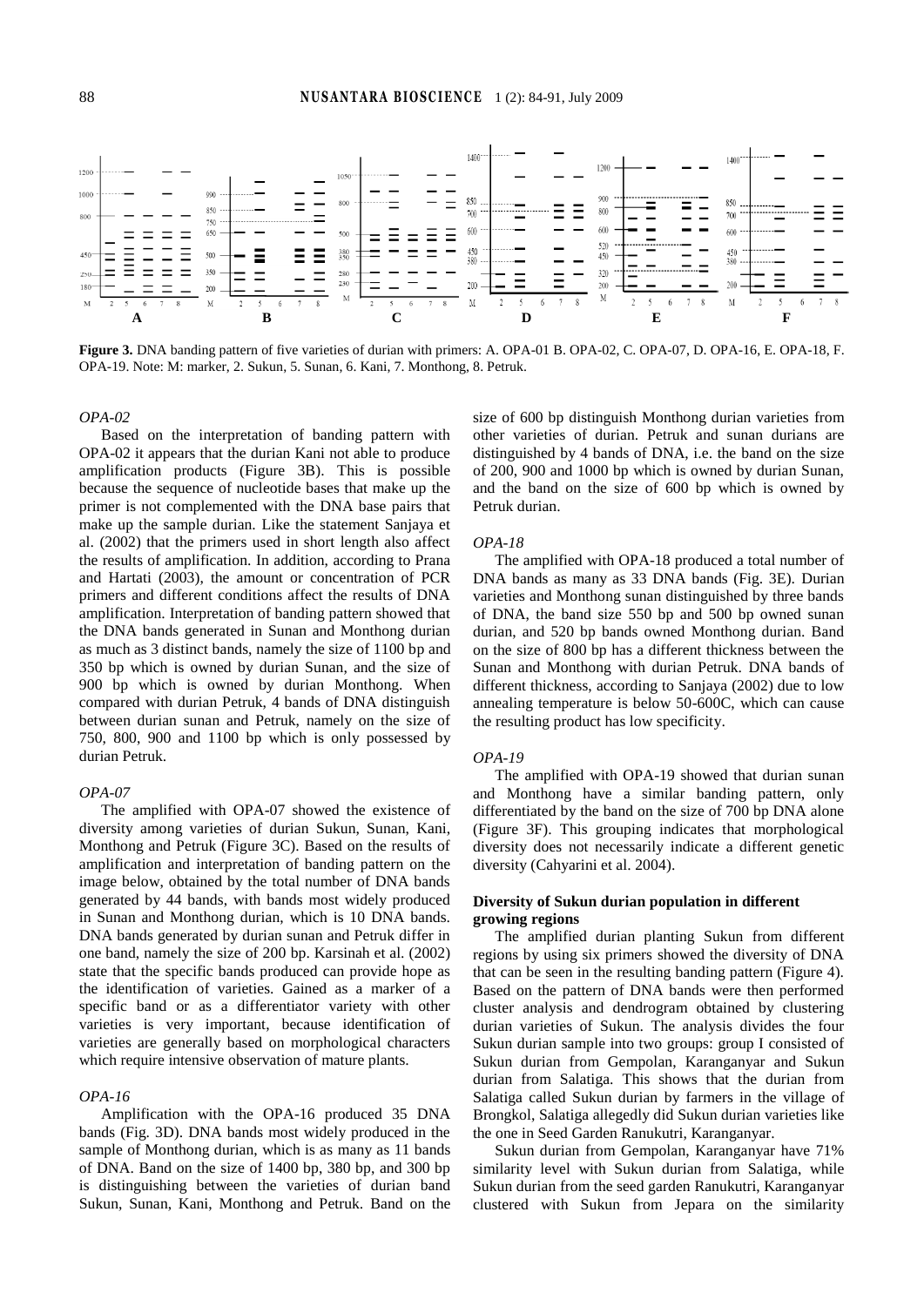**Figure 3.** DNA banding pattern of five varieties of durian with primers: A. OPA-01 B. OPA-02, C. OPA-07, D. OPA-16, E. OPA-18, F. OPA-19. Note: M: marker, 2. Sukun, 5. Sunan, 6. Kani, 7. Monthong, 8. Petruk.

*OPA-02*

Based on the interpretation of banding pattern with OPA-02 it appears that the durian Kani not able to produce amplification products (Figure 3B). This is possible because the sequence of nucleotide bases that make up the primer is not complemented with the DNA base pairs that make up the sample durian. Like the statement Sanjaya et al. (2002) that the primers used in short length also affect the results of amplification. In addition, according to Prana and Hartati (2003), the amount or concentration of PCR primers and different conditions affect the results of DNA amplification. Interpretation of banding pattern showed that the DNA bands generated in Sunan and Monthong durian as much as 3 distinct bands, namely the size of 1100 bp and 350 bp which is owned by durian Sunan, and the size of 900 bp which is owned by durian Monthong. When compared with durian Petruk, 4 bands of DNA distinguish between durian sunan and Petruk, namely on the size of 750, 800, 900 and 1100 bp which is only possessed by durian Petruk.

*OPA-07*

The amplified with OPA-07 showed the existence of diversity among varieties of durian Sukun, Sunan, Kani, Monthong and Petruk (Figure 3C). Based on the results of amplification and interpretation of banding pattern on the image below, obtained by the total number of DNA bands generated by 44 bands, with bands most widely produced in Sunan and Monthong durian, which is 10 DNA bands. DNA bands generated by durian sunan and Petruk differ in one band, namely the size of 200 bp. Karsinah et al. (2002) state that the specific bands produced can provide hope as the identification of varieties. Gained as a marker of a specific band or as a differentiator variety with other varieties is very important, because identification of varieties are generally based on morphological characters which require intensive observation of mature plants.

*OPA-16*

Amplification with the OPA-16 produced 35 DNA bands (Fig. 3D). DNA bands most widely produced in the sample of Monthong durian, which is as many as 11 bands of DNA. Band on the size of 1400 bp, 380 bp, and 300 bp is distinguishing between the varieties of durian band Sukun, Sunan, Kani, Monthong and Petruk. Band on the size of 600 bp distinguish Monthong durian varieties from other varieties of durian. Petruk and sunan durians are distinguished by 4 bands of DNA, i.e. the band on the size of 200, 900 and 1000 bp which is owned by durian Sunan, and the band on the size of 600 bp which is owned by Petruk durian.

*OPA-18*

The amplified with OPA-18 produced a total number of DNA bands as many as 33 DNA bands (Fig. 3E). Durian varieties and Monthong sunan distinguished by three bands of DNA, the band size 550 bp and 500 bp owned sunan durian, and 520 bp bands owned Monthong durian. Band on the size of 800 bp has a different thickness between the Sunan and Monthong with durian Petruk. DNA bands of different thickness, according to Sanjaya (2002) due to low annealing temperature is below 50-600C, which can cause the resulting product has low specificity.

*OPA-19*

The amplified with OPA-19 showed that durian sunan and Monthong have a similar banding pattern, only differentiated by the band on the size of 700 bp DNA alone (Figure 3F). This grouping indicates that morphological diversity does not necessarily indicate a different genetic diversity (Cahyarini et al. 2004).

**Diversity of Sukun durian population in different growing regions**

The amplified durian planting Sukun from different regions by using six primers showed the diversity of DNA that can be seen in the resulting banding pattern (Figure 4). Based on the pattern of DNA bands were then performed cluster analysis and dendrogram obtained by clustering durian varieties of Sukun. The analysis divides the four Sukun durian sample into two groups: group I consisted of Sukun durian from Gempolan, Karanganyar and Sukun durian from Salatiga. This shows that the durian from Salatiga called Sukun durian by farmers in the village of Brongkol, Salatiga allegedly did Sukun durian varieties like the one in Seed Garden Ranukutri, Karanganyar.

Sukun durian from Gempolan, Karanganyar have 71% similarity level with Sukun durian from Salatiga, while Sukun durian from the seed garden Ranukutri, Karanganyar clustered with Sukun from Jepara on the similarity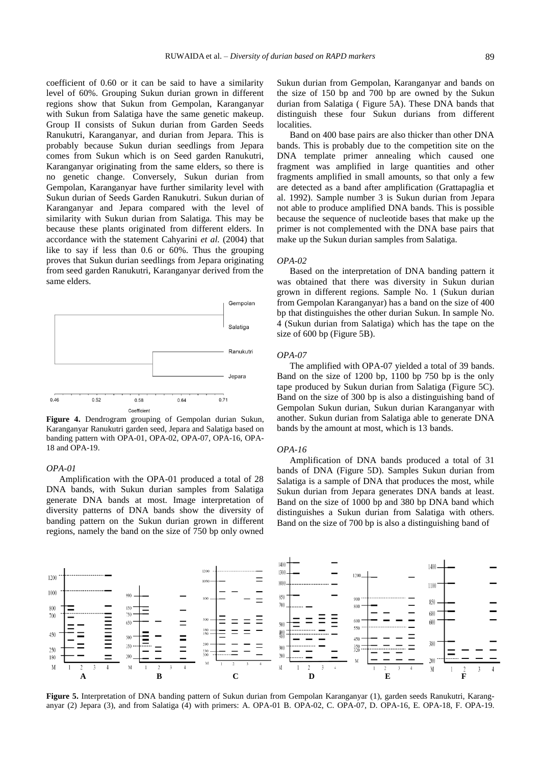coefficient of 0.60 or it can be said to have a similarity level of 60%. Grouping Sukun durian grown in different regions show that Sukun from Gempolan, Karanganyar with Sukun from Salatiga have the same genetic makeup. Group II consists of Sukun durian from Garden Seeds Ranukutri, Karanganyar, and durian from Jepara. This is probably because Sukun durian seedlings from Jepara comes from Sukun which is on Seed garden Ranukutri, Karanganyar originating from the same elders, so there is no genetic change. Conversely, Sukun durian from Gempolan, Karanganyar have further similarity level with Sukun durian of Seeds Garden Ranukutri. Sukun durian of Karanganyar and Jepara compared with the level of similarity with Sukun durian from Salatiga. This may be because these plants originated from different elders. In accordance with the statement Cahyarini *et al.* (2004) that like to say if less than 0.6 or 60%. Thus the grouping proves that Sukun durian seedlings from Jepara originating from seed garden Ranukutri, Karanganyar derived from the same elders.

**Figure 4.** Dendrogram grouping of Gempolan durian Sukun, Karanganyar Ranukutri garden seed, Jepara and Salatiga based on banding pattern with OPA-01, OPA-02, OPA-07, OPA-16, OPA-18 and OPA-19.

*OPA-01*

Amplification with the OPA-01 produced a total of 28 DNA bands, with Sukun durian samples from Salatiga generate DNA bands at most. Image interpretation of diversity patterns of DNA bands show the diversity of banding pattern on the Sukun durian grown in different regions, namely the band on the size of 750 bp only owned Sukun durian from Gempolan, Karanganyar and bands on the size of 150 bp and 700 bp are owned by the Sukun durian from Salatiga ( Figure 5A). These DNA bands that distinguish these four Sukun durians from different localities.

Band on 400 base pairs are also thicker than other DNA bands. This is probably due to the competition site on the DNA template primer annealing which caused one fragment was amplified in large quantities and other fragments amplified in small amounts, so that only a few are detected as a band after amplification (Grattapaglia et al. 1992). Sample number 3 is Sukun durian from Jepara not able to produce amplified DNA bands. This is possible because the sequence of nucleotide bases that make up the primer is not complemented with the DNA base pairs that make up the Sukun durian samples from Salatiga.

*OPA-02*

Based on the interpretation of DNA banding pattern it was obtained that there was diversity in Sukun durian grown in different regions. Sample No. 1 (Sukun durian from Gempolan Karanganyar) has a band on the size of 400 bp that distinguishes the other durian Sukun. In sample No. 4 (Sukun durian from Salatiga) which has the tape on the size of 600 bp (Figure 5B).

*OPA-07*

The amplified with OPA-07 yielded a total of 39 bands. Band on the size of 1200 bp, 1100 bp 750 bp is the only tape produced by Sukun durian from Salatiga (Figure 5C). Band on the size of 300 bp is also a distinguishing band of Gempolan Sukun durian, Sukun durian Karanganyar with another. Sukun durian from Salatiga able to generate DNA bands by the amount at most, which is 13 bands.

*OPA-16*

Amplification of DNA bands produced a total of 31 bands of DNA (Figure 5D). Samples Sukun durian from Salatiga is a sample of DNA that produces the most, while Sukun durian from Jepara generates DNA bands at least. Band on the size of 1000 bp and 380 bp DNA band which distinguishes a Sukun durian from Salatiga with others. Band on the size of 700 bp is also a distinguishing band of

**Figure 5.** Interpretation of DNA banding pattern of Sukun durian from Gempolan Karanganyar (1), garden seeds Ranukutri, Karanganyar (2) Jepara (3), and from Salatiga (4) with primers: A. OPA-01 B. OPA-02, C. OPA-07, D. OPA-16, E. OPA-18, F. OPA-19.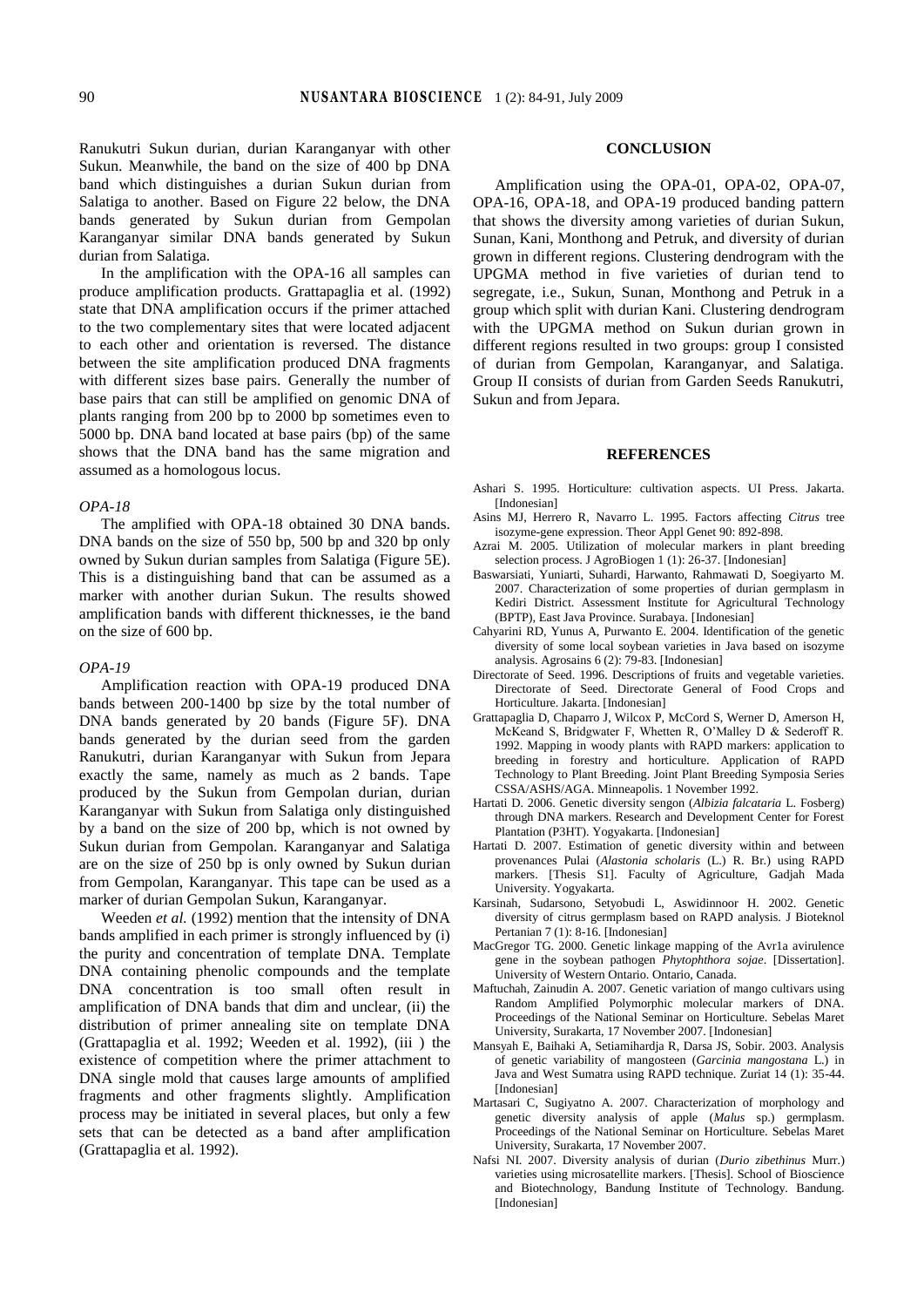Ranukutri Sukun durian, durian Karanganyar with other Sukun. Meanwhile, the band on the size of 400 bp DNA band which distinguishes a durian Sukun durian from Salatiga to another. Based on Figure 22 below, the DNA bands generated by Sukun durian from Gempolan Karanganyar similar DNA bands generated by Sukun durian from Salatiga.

In the amplification with the OPA-16 all samples can produce amplification products. Grattapaglia et al. (1992) state that DNA amplification occurs if the primer attached to the two complementary sites that were located adjacent to each other and orientation is reversed. The distance between the site amplification produced DNA fragments with different sizes base pairs. Generally the number of base pairs that can still be amplified on genomic DNA of plants ranging from 200 bp to 2000 bp sometimes even to 5000 bp. DNA band located at base pairs (bp) of the same shows that the DNA band has the same migration and assumed as a homologous locus.

*OPA-18*

The amplified with OPA-18 obtained 30 DNA bands. DNA bands on the size of 550 bp, 500 bp and 320 bp only owned by Sukun durian samples from Salatiga (Figure 5E). This is a distinguishing band that can be assumed as a marker with another durian Sukun. The results showed amplification bands with different thicknesses, ie the band on the size of 600 bp.

*OPA-19*

Amplification reaction with OPA-19 produced DNA bands between 200-1400 bp size by the total number of DNA bands generated by 20 bands (Figure 5F). DNA bands generated by the durian seed from the garden Ranukutri, durian Karanganyar with Sukun from Jepara exactly the same, namely as much as 2 bands. Tape produced by the Sukun from Gempolan durian, durian Karanganyar with Sukun from Salatiga only distinguished by a band on the size of 200 bp, which is not owned by Sukun durian from Gempolan. Karanganyar and Salatiga are on the size of 250 bp is only owned by Sukun durian from Gempolan, Karanganyar. This tape can be used as a marker of durian Gempolan Sukun, Karanganyar.

Weeden *et al.* (1992) mention that the intensity of DNA bands amplified in each primer is strongly influenced by (i) the purity and concentration of template DNA. Template DNA containing phenolic compounds and the template DNA concentration is too small often result in amplification of DNA bands that dim and unclear, (ii) the distribution of primer annealing site on template DNA (Grattapaglia et al. 1992; Weeden et al. 1992), (iii ) the existence of competition where the primer attachment to DNA single mold that causes large amounts of amplified fragments and other fragments slightly. Amplification process may be initiated in several places, but only a few sets that can be detected as a band after amplification (Grattapaglia et al. 1992).

## CONCLUSION

Amplification using the OPA-01, OPA-02, OPA-07, OPA-16, OPA-18, and OPA-19 produced banding pattern that shows the diversity among varieties of durian Sukun, Sunan, Kani, Monthong and Petruk, and diversity of durian grown in different regions. Clustering dendrogram with the UPGMA method in five varieties of durian tend to segregate, i.e., Sukun, Sunan, Monthong and Petruk in a group which split with durian Kani. Clustering dendrogram with the UPGMA method on Sukun durian grown in different regions resulted in two groups: group I consisted of durian from Gempolan, Karanganyar, and Salatiga. Group II consists of durian from Garden Seeds Ranukutri, Sukun and from Jepara.

## REFERENCES

Ashari S. 1995. Horticulture: cultivation aspects. UI Press. Jakarta. [Indonesian]

Asins MJ, Herrero R, Navarro L. 1995. Factors affecting *Citrus* tree isozyme-gene expression. Theor Appl Genet 90: 892-898.

Azrai M. 2005. Utilization of molecular markers in plant breeding selection process. J AgroBiogen 1 (1): 26-37. [Indonesian]

Baswarsiati, Yuniarti, Suhardi, Harwanto, Rahmawati D, Soegiyarto M. 2007. Characterization of some properties of durian germplasm in Kediri District. Assessment Institute for Agricultural Technology (BPTP), East Java Province. Surabaya. [Indonesian]

Cahyarini RD, Yunus A, Purwanto E. 2004. Identification of the genetic diversity of some local soybean varieties in Java based on isozyme analysis. Agrosains 6 (2): 79-83. [Indonesian]

Directorate of Seed. 1996. Descriptions of fruits and vegetable varieties. Directorate of Seed. Directorate General of Food Crops and Horticulture. Jakarta. [Indonesian]

Grattapaglia D, Chaparro J, Wilcox P, McCord S, Werner D, Amerson H, McKeand S, Bridgwater F, Whetten R, O'Malley D & Sederoff R. 1992. Mapping in woody plants with RAPD markers: application to breeding in forestry and horticulture. Application of RAPD Technology to Plant Breeding. Joint Plant Breeding Symposia Series CSSA/ASHS/AGA. Minneapolis. 1 November 1992.

Hartati D. 2006. Genetic diversity sengon (*Albizia falcataria* L. Fosberg) through DNA markers. Research and Development Center for Forest Plantation (P3HT). Yogyakarta. [Indonesian]

Hartati D. 2007. Estimation of genetic diversity within and between provenances Pulai (*Alastonia scholaris* (L.) R. Br.) using RAPD markers. [Thesis S1]. Faculty of Agriculture, Gadjah Mada University. Yogyakarta.

Karsinah, Sudarsono, Setyobudi L, Aswidinnoor H. 2002. Genetic diversity of citrus germplasm based on RAPD analysis. J Bioteknol Pertanian 7 (1): 8-16. [Indonesian]

MacGregor TG. 2000. Genetic linkage mapping of the Avr1a avirulence gene in the soybean pathogen *Phytophthora sojae*. [Dissertation]. University of Western Ontario. Ontario, Canada.

Maftuchah, Zainudin A. 2007. Genetic variation of mango cultivars using Random Amplified Polymorphic molecular markers of DNA. Proceedings of the National Seminar on Horticulture. Sebelas Maret University, Surakarta, 17 November 2007. [Indonesian]

Mansyah E, Baihaki A, Setiamihardja R, Darsa JS, Sobir. 2003. Analysis of genetic variability of mangosteen (*Garcinia mangostana* L.) in Java and West Sumatra using RAPD technique. Zuriat 14 (1): 35-44. [Indonesian]

Martasari C, Sugiyatno A. 2007. Characterization of morphology and genetic diversity analysis of apple (*Malus* sp.) germplasm. Proceedings of the National Seminar on Horticulture. Sebelas Maret University, Surakarta, 17 November 2007.

Nafsi NI. 2007. Diversity analysis of durian (*Durio zibethinus* Murr.) varieties using microsatellite markers. [Thesis]. School of Bioscience and Biotechnology, Bandung Institute of Technology. Bandung. [Indonesian]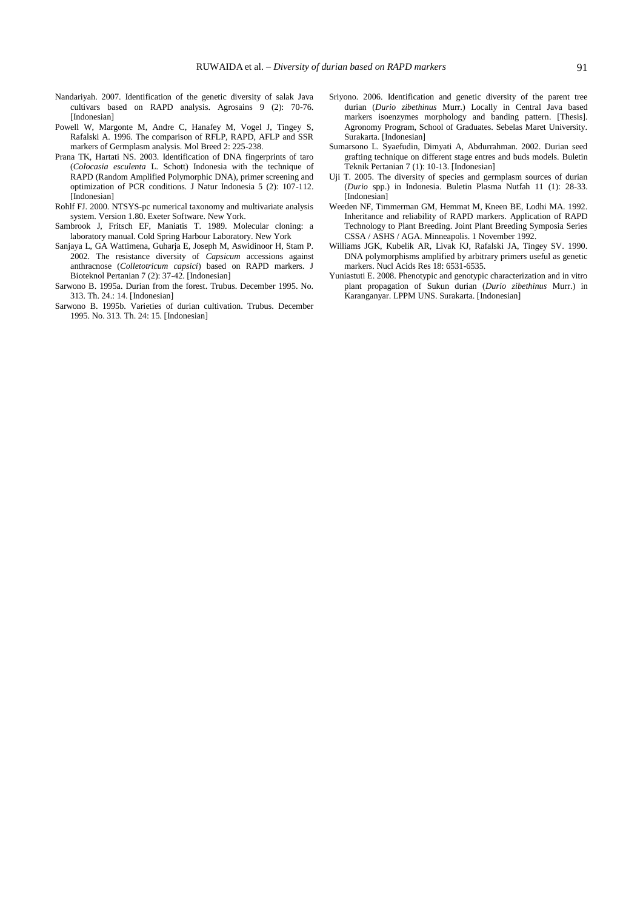Nandariyah. 2007. Identification of the genetic diversity of salak Java cultivars based on RAPD analysis. Agrosains 9 (2): 70-76. [Indonesian]

Powell W, Margonte M, Andre C, Hanafey M, Vogel J, Tingey S, Rafalski A. 1996. The comparison of RFLP, RAPD, AFLP and SSR markers of Germplasm analysis. Mol Breed 2: 225-238.

Prana TK, Hartati NS. 2003. Identification of DNA fingerprints of taro (*Colocasia esculenta* L. Schott) Indonesia with the technique of RAPD (Random Amplified Polymorphic DNA), primer screening and optimization of PCR conditions. J Natur Indonesia 5 (2): 107-112. [Indonesian]

Rohlf FJ. 2000. NTSYS-pc numerical taxonomy and multivariate analysis system. Version 1.80. Exeter Software. New York.

Sambrook J, Fritsch EF, Maniatis T. 1989. Molecular cloning: a laboratory manual. Cold Spring Harbour Laboratory. New York

Sanjaya L, GA Wattimena, Guharja E, Joseph M, Aswidinoor H, Stam P. 2002. The resistance diversity of *Capsicum* accessions against anthracnose (*Colletotricum capsici*) based on RAPD markers. J Bioteknol Pertanian 7 (2): 37-42. [Indonesian]

Sarwono B. 1995a. Durian from the forest. Trubus. December 1995. No. 313. Th. 24.: 14. [Indonesian]

Sarwono B. 1995b. Varieties of durian cultivation. Trubus. December 1995. No. 313. Th. 24: 15. [Indonesian]

Sriyono. 2006. Identification and genetic diversity of the parent tree durian (*Durio zibethinus* Murr.) Locally in Central Java based markers isoenzymes morphology and banding pattern. [Thesis]. Agronomy Program, School of Graduates. Sebelas Maret University. Surakarta. [Indonesian]

Sumarsono L. Syaefudin, Dimyati A, Abdurrahman. 2002. Durian seed grafting technique on different stage entres and buds models. Buletin Teknik Pertanian 7 (1): 10-13. [Indonesian]

Uji T. 2005. The diversity of species and germplasm sources of durian (*Durio* spp.) in Indonesia. Buletin Plasma Nutfah 11 (1): 28-33. [Indonesian]

Weeden NF, Timmerman GM, Hemmat M, Kneen BE, Lodhi MA. 1992. Inheritance and reliability of RAPD markers. Application of RAPD Technology to Plant Breeding. Joint Plant Breeding Symposia Series CSSA / ASHS / AGA. Minneapolis. 1 November 1992.

Williams JGK, Kubelik AR, Livak KJ, Rafalski JA, Tingey SV. 1990. DNA polymorphisms amplified by arbitrary primers useful as genetic markers. Nucl Acids Res 18: 6531-6535.

Yuniastuti E. 2008. Phenotypic and genotypic characterization and in vitro plant propagation of Sukun durian (*Durio zibethinus* Murr.) in Karanganyar. LPPM UNS. Surakarta. [Indonesian]